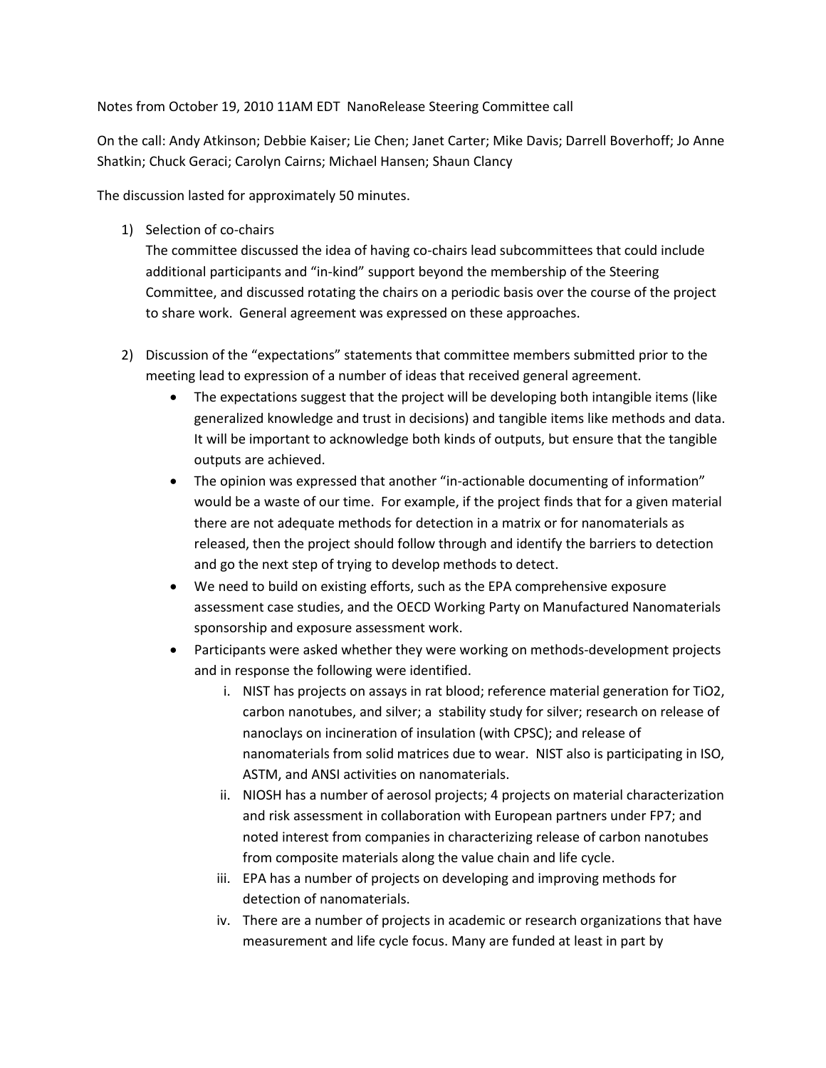Notes from October 19, 2010 11AM EDT NanoRelease Steering Committee call

On the call: Andy Atkinson; Debbie Kaiser; Lie Chen; Janet Carter; Mike Davis; Darrell Boverhoff; Jo Anne Shatkin; Chuck Geraci; Carolyn Cairns; Michael Hansen; Shaun Clancy

The discussion lasted for approximately 50 minutes.

1) Selection of co-chairs

   The committee discussed the idea of having co-chairs lead subcommittees that could include additional participants and "in-kind" support beyond the membership of the Steering Committee, and discussed rotating the chairs on a periodic basis over the course of the project to share work. General agreement was expressed on these approaches.

2) Discussion of the "expectations" statements that committee members submitted prior to the meeting lead to expression of a number of ideas that received general agreement.

   - The expectations suggest that the project will be developing both intangible items (like generalized knowledge and trust in decisions) and tangible items like methods and data. It will be important to acknowledge both kinds of outputs, but ensure that the tangible outputs are achieved.
   - The opinion was expressed that another "in-actionable documenting of information" would be a waste of our time. For example, if the project finds that for a given material there are not adequate methods for detection in a matrix or for nanomaterials as released, then the project should follow through and identify the barriers to detection and go the next step of trying to develop methods to detect.
   - We need to build on existing efforts, such as the EPA comprehensive exposure assessment case studies, and the OECD Working Party on Manufactured Nanomaterials sponsorship and exposure assessment work.
   - Participants were asked whether they were working on methods-development projects and in response the following were identified.
     i. NIST has projects on assays in rat blood; reference material generation for $TiO_2$, carbon nanotubes, and silver; a stability study for silver; research on release of nanoclays on incineration of insulation (with CPSC); and release of nanomaterials from solid matrices due to wear. NIST also is participating in ISO, ASTM, and ANSI activities on nanomaterials.
     ii. NIOSH has a number of aerosol projects; 4 projects on material characterization and risk assessment in collaboration with European partners under FP7; and noted interest from companies in characterizing release of carbon nanotubes from composite materials along the value chain and life cycle.
     iii. EPA has a number of projects on developing and improving methods for detection of nanomaterials.
     iv. There are a number of projects in academic or research organizations that have measurement and life cycle focus. Many are funded at least in part by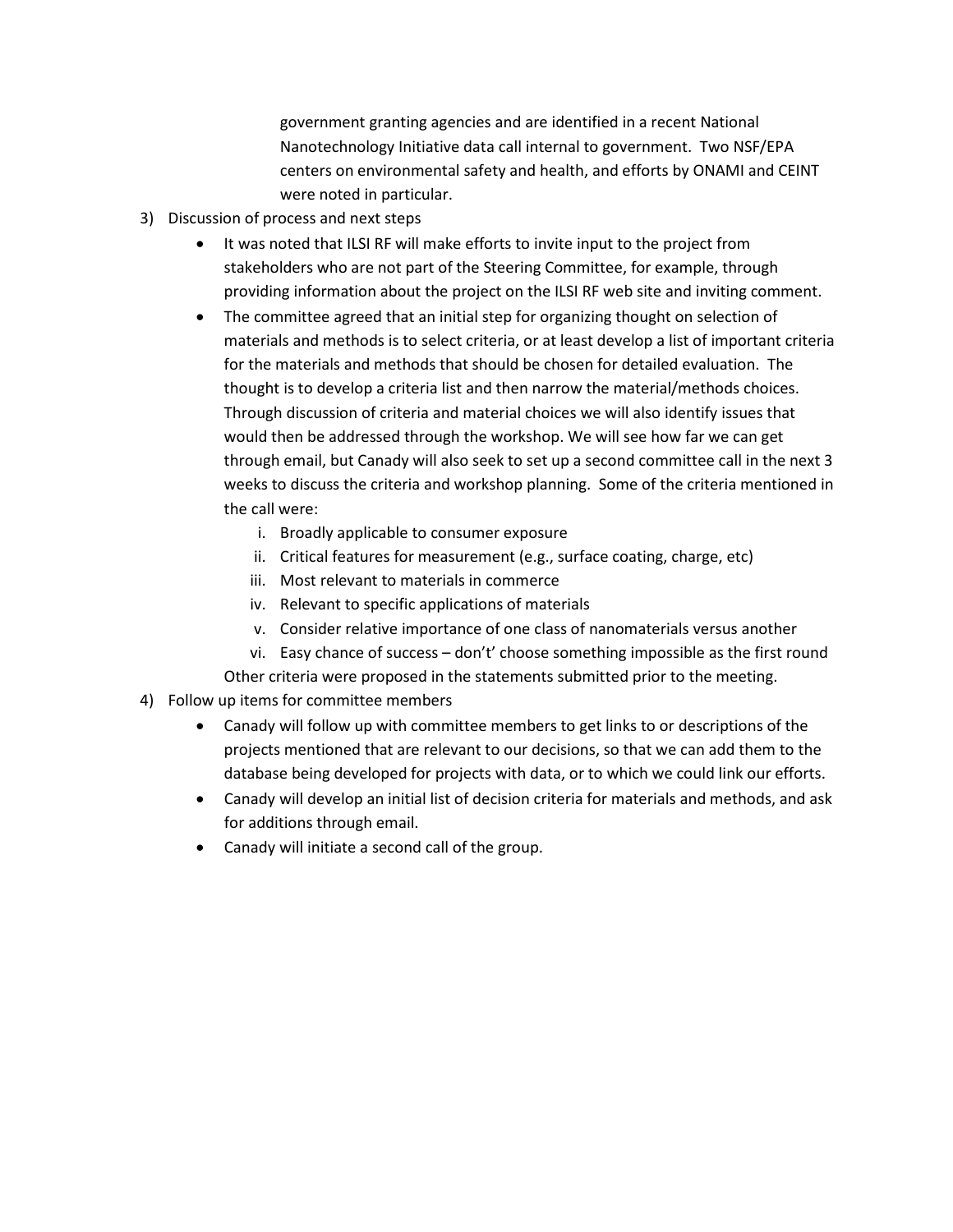government granting agencies and are identified in a recent National Nanotechnology Initiative data call internal to government. Two NSF/EPA centers on environmental safety and health, and efforts by ONAMI and CEINT were noted in particular.

3) Discussion of process and next steps
   - It was noted that ILSI RF will make efforts to invite input to the project from stakeholders who are not part of the Steering Committee, for example, through providing information about the project on the ILSI RF web site and inviting comment.
   - The committee agreed that an initial step for organizing thought on selection of materials and methods is to select criteria, or at least develop a list of important criteria for the materials and methods that should be chosen for detailed evaluation. The thought is to develop a criteria list and then narrow the material/methods choices. Through discussion of criteria and material choices we will also identify issues that would then be addressed through the workshop. We will see how far we can get through email, but Canady will also seek to set up a second committee call in the next 3 weeks to discuss the criteria and workshop planning. Some of the criteria mentioned in the call were:
     i. Broadly applicable to consumer exposure
     ii. Critical features for measurement (e.g., surface coating, charge, etc)
     iii. Most relevant to materials in commerce
     iv. Relevant to specific applications of materials
     v. Consider relative importance of one class of nanomaterials versus another
     vi. Easy chance of success – don't' choose something impossible as the first round

     Other criteria were proposed in the statements submitted prior to the meeting.

4) Follow up items for committee members
   - Canady will follow up with committee members to get links to or descriptions of the projects mentioned that are relevant to our decisions, so that we can add them to the database being developed for projects with data, or to which we could link our efforts.
   - Canady will develop an initial list of decision criteria for materials and methods, and ask for additions through email.
   - Canady will initiate a second call of the group.